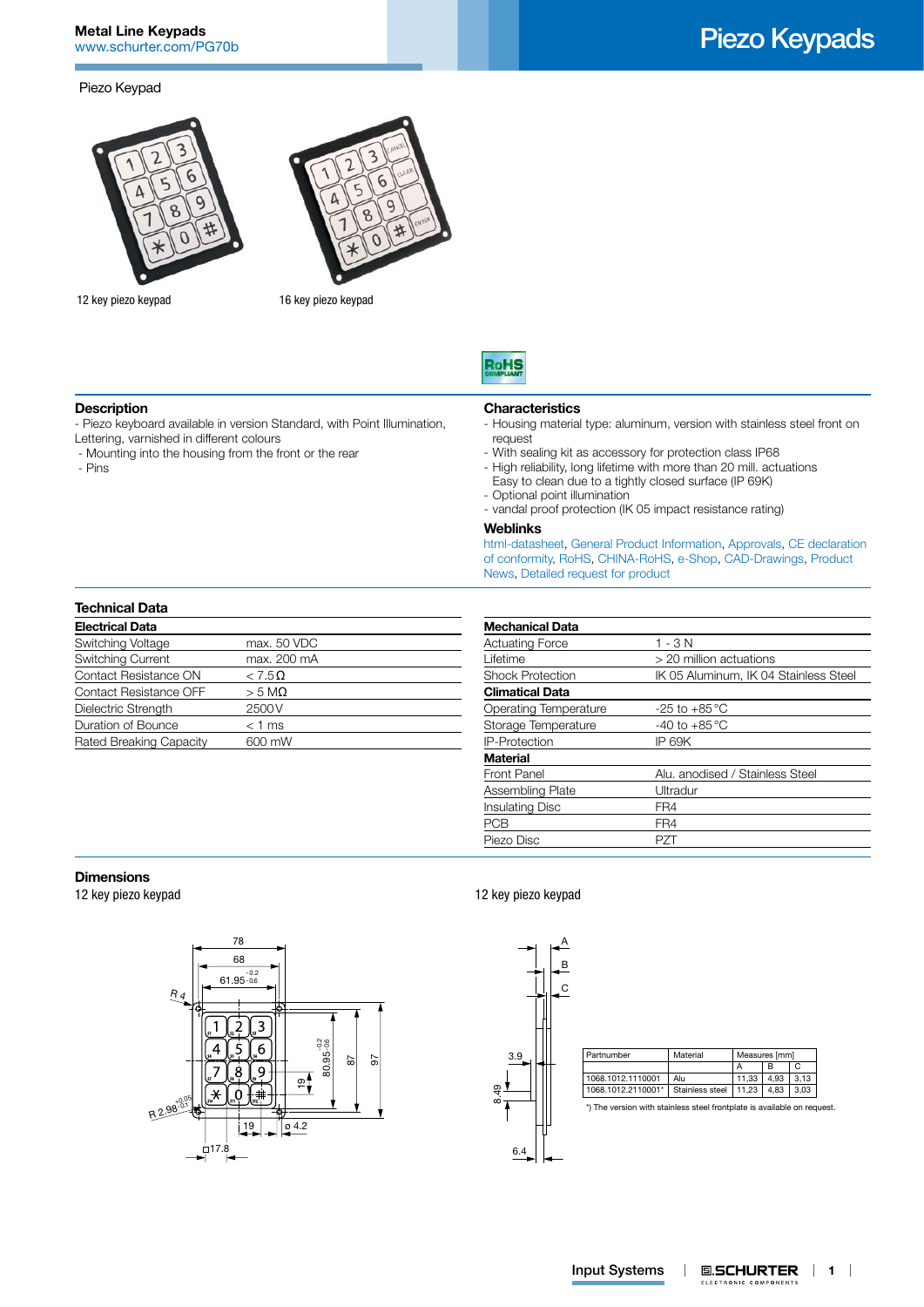Metal Line Keypads
www.schurter.com/PG70b

# Piezo Keypads

Piezo Keypad

12 key piezo keypad

16 key piezo keypad

## Description

- Piezo keyboard available in version Standard, with Point Illumination, Lettering, varnished in different colours
- Mounting into the housing from the front or the rear
- Pins

## Characteristics

- Housing material type: aluminum, version with stainless steel front on request
- With sealing kit as accessory for protection class IP68
- High reliability, long lifetime with more than 20 mill. actuations Easy to clean due to a tightly closed surface (IP 69K)
- Optional point illumination
- vandal proof protection (IK 05 impact resistance rating)

## Weblinks

html-datasheet, General Product Information, Approvals, CE declaration of conformity, RoHS, CHINA-RoHS, e-Shop, CAD-Drawings, Product News, Detailed request for product

## Technical Data

| Electrical Data | |
|---|---|
| Switching Voltage | max. 50 VDC |
| Switching Current | max. 200 mA |
| Contact Resistance ON | < 7.5 Ω |
| Contact Resistance OFF | > 5 MΩ |
| Dielectric Strength | 2500 V |
| Duration of Bounce | < 1 ms |
| Rated Breaking Capacity | 600 mW |

| Mechanical Data | |
|---|---|
| Actuating Force | 1 - 3 N |
| Lifetime | > 20 million actuations |
| Shock Protection | IK 05 Aluminum, IK 04 Stainless Steel |
| **Climatical Data** | |
| Operating Temperature | -25 to +85 °C |
| Storage Temperature | -40 to +85 °C |
| IP-Protection | IP 69K |
| **Material** | |
| Front Panel | Alu. anodised / Stainless Steel |
| Assembling Plate | Ultradur |
| Insulating Disc | FR4 |
| PCB | FR4 |
| Piezo Disc | PZT |

## Dimensions

12 key piezo keypad

12 key piezo keypad

| Partnumber | Material | Measures [mm] | | |
|---|---|---|---|---|
| | | A | B | C |
| 1068.1012.1110001 | Alu | 11,33 | 4,93 | 3,13 |
| 1068.1012.2110001* | Stainless steel | 11,23 | 4,83 | 3,03 |

*) The version with stainless steel frontplate is available on request.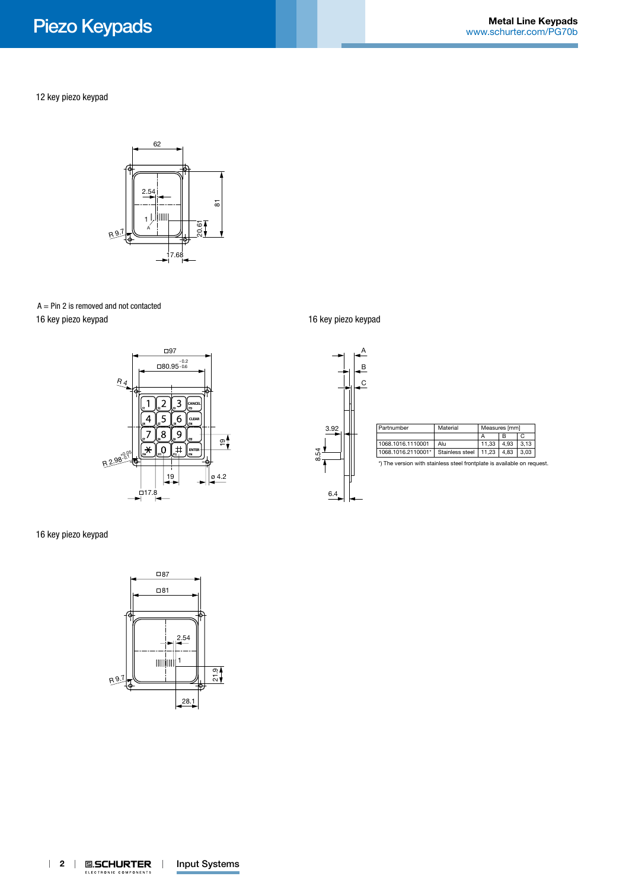12 key piezo keypad

A = Pin 2 is removed and not contacted

16 key piezo keypad

16 key piezo keypad

| Partnumber | Material | Measures [mm] | | |
|---|---|---|---|---|
| | | A | B | C |
| 1068.1016.1110001 | Alu | 11,33 | 4,93 | 3,13 |
| 1068.1016.2110001* | Stainless steel | 11,23 | 4,83 | 3,03 |

*) The version with stainless steel frontplate is available on request.

16 key piezo keypad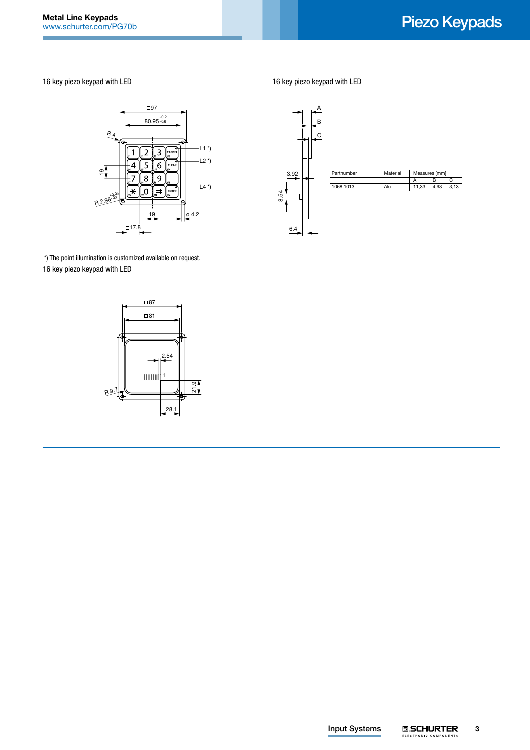16 key piezo keypad with LED

16 key piezo keypad with LED

| Partnumber | Material | Measures [mm] | | |
|---|---|---|---|---|
| | | A | B | C |
| 1068.1013 | Alu | 11,33 | 4,93 | 3,13 |

*) The point illumination is customized available on request.

16 key piezo keypad with LED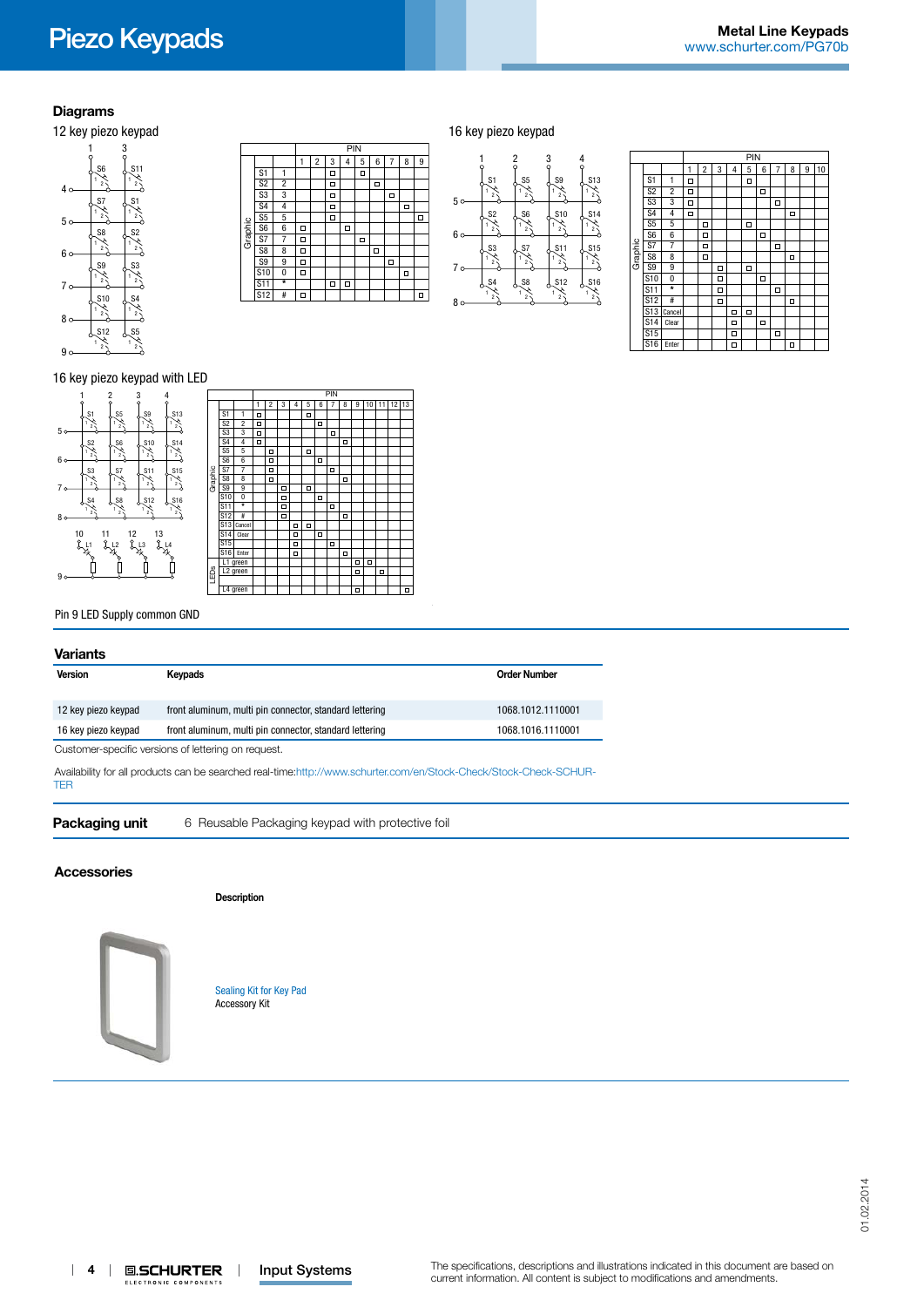## Diagrams

12 key piezo keypad

| | | PIN | | | | | | | | |
|---|---|---|---|---|---|---|---|---|---|---|
| | | 1 | 2 | 3 | 4 | 5 | 6 | 7 | 8 | 9 |
| S1 | 1 | | | □ | | □ | | | | |
| S2 | 2 | | | □ | | | □ | | | |
| S3 | 3 | | | □ | | | | □ | | |
| S4 | 4 | | | □ | | | | | □ | |
| S5 | 5 | | | □ | | | | | | □ |
| S6 | 6 | □ | | | □ | | | | | |
| S7 | 7 | □ | | | | □ | | | | |
| S8 | 8 | □ | | | | | □ | | | |
| S9 | 9 | □ | | | | | | □ | | |
| S10 | 0 | □ | | | | | | | □ | |
| S11 | * | | | □ | □ | | | | | |
| S12 | # | □ | | | | | | | | □ |

16 key piezo keypad

| | | PIN | | | | | | | | | |
|---|---|---|---|---|---|---|---|---|---|---|---|
| | | 1 | 2 | 3 | 4 | 5 | 6 | 7 | 8 | 9 | 10 |
| S1 | 1 | □ | | | | □ | | | | | |
| S2 | 2 | □ | | | | | □ | | | | |
| S3 | 3 | □ | | | | | | □ | | | |
| S4 | 4 | □ | | | | | | | □ | | |
| S5 | 5 | | □ | | | □ | | | | | |
| S6 | 6 | | □ | | | | □ | | | | |
| S7 | 7 | | □ | | | | | □ | | | |
| S8 | 8 | | □ | | | | | | □ | | |
| S9 | 9 | | | □ | | □ | | | | | |
| S10 | 0 | | | □ | | | □ | | | | |
| S11 | * | | | □ | | | | □ | | | |
| S12 | # | | | □ | | | | | □ | | |
| S13 | Cancel | | | | □ | □ | | | | | |
| S14 | Clear | | | | □ | | □ | | | | |
| S15 | | | | | □ | | | □ | | | |
| S16 | Enter | | | | □ | | | | □ | | |

16 key piezo keypad with LED

| | | PIN | | | | | | | | | | | | |
|---|---|---|---|---|---|---|---|---|---|---|---|---|---|---|
| | | 1 | 2 | 3 | 4 | 5 | 6 | 7 | 8 | 9 | 10 | 11 | 12 | 13 |
| S1 | 1 | □ | | | | □ | | | | | | | | |
| S2 | 2 | □ | | | | | □ | | | | | | | |
| S3 | 3 | □ | | | | | | □ | | | | | | |
| S4 | 4 | □ | | | | | | | □ | | | | | |
| S5 | 5 | | □ | | | □ | | | | | | | | |
| S6 | 6 | | □ | | | | □ | | | | | | | |
| S7 | 7 | | □ | | | | | □ | | | | | | |
| S8 | 8 | | □ | | | | | | □ | | | | | |
| S9 | 9 | | | □ | | □ | | | | | | | | |
| S10 | 0 | | | □ | | | □ | | | | | | | |
| S11 | * | | | □ | | | | □ | | | | | | |
| S12 | # | | | □ | | | | | □ | | | | | |
| S13 | Cancel | | | | □ | □ | | | | | | | | |
| S14 | Clear | | | | □ | | □ | | | | | | | |
| S15 | | | | | □ | | | □ | | | | | | |
| S16 | Enter | | | | □ | | | | □ | | | | | |
| L1 green | | | | | | | | | | □ | □ | | | |
| L2 green | | | | | | | | | | □ | | □ | | |
| | | | | | | | | | | | | | | |
| L4 green | | | | | | | | | | □ | | | | □ |

Pin 9 LED Supply common GND

## Variants

| Version | Keypads | Order Number |
|---|---|---|
| 12 key piezo keypad | front aluminum, multi pin connector, standard lettering | 1068.1012.1110001 |
| 16 key piezo keypad | front aluminum, multi pin connector, standard lettering | 1068.1016.1110001 |

Customer-specific versions of lettering on request.

Availability for all products can be searched real-time:http://www.schurter.com/en/Stock-Check/Stock-Check-SCHURTER

**Packaging unit** 6 Reusable Packaging keypad with protective foil

## Accessories

**Description**

Sealing Kit for Key Pad
Accessory Kit